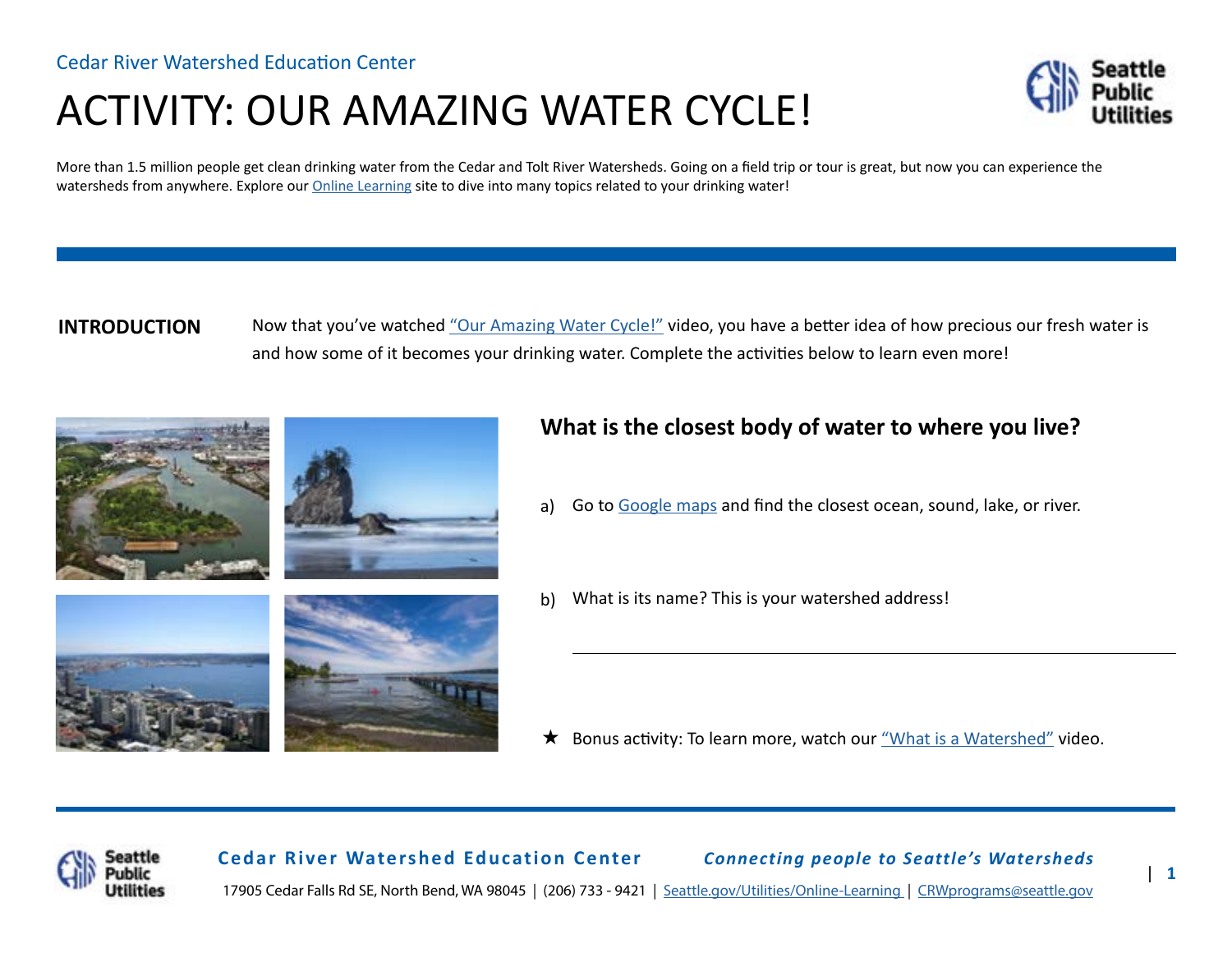Cedar River Watershed Education Center

# ACTIVITY: OUR AMAZING WATER CYCLE!

More than 1.5 million people get clean drinking water from the Cedar and Tolt River Watersheds. Going on a field trip or tour is great, but now you can experience the watersheds from anywhere. Explore our Online Learning site to dive into many topics related to your drinking water!

**INTRODUCTION**

Now that you've watched "Our Amazing Water Cycle!" video, you have a better idea of how precious our fresh water is and how some of it becomes your drinking water. Complete the activities below to learn even more!

## What is the closest body of water to where you live?

a) Go to Google maps and find the closest ocean, sound, lake, or river.

b) What is its name? This is your watershed address!

\_\_\_\_\_\_\_\_\_\_\_\_\_\_\_\_\_\_\_\_\_\_\_\_\_\_\_\_\_\_\_\_\_\_\_\_\_\_\_\_

★ Bonus activity: To learn more, watch our "What is a Watershed" video.

**Cedar River Watershed Education Center** *Connecting people to Seattle's Watersheds*

17905 Cedar Falls Rd SE, North Bend, WA 98045 | (206) 733 - 9421 | Seattle.gov/Utilities/Online-Learning | CRWprograms@seattle.gov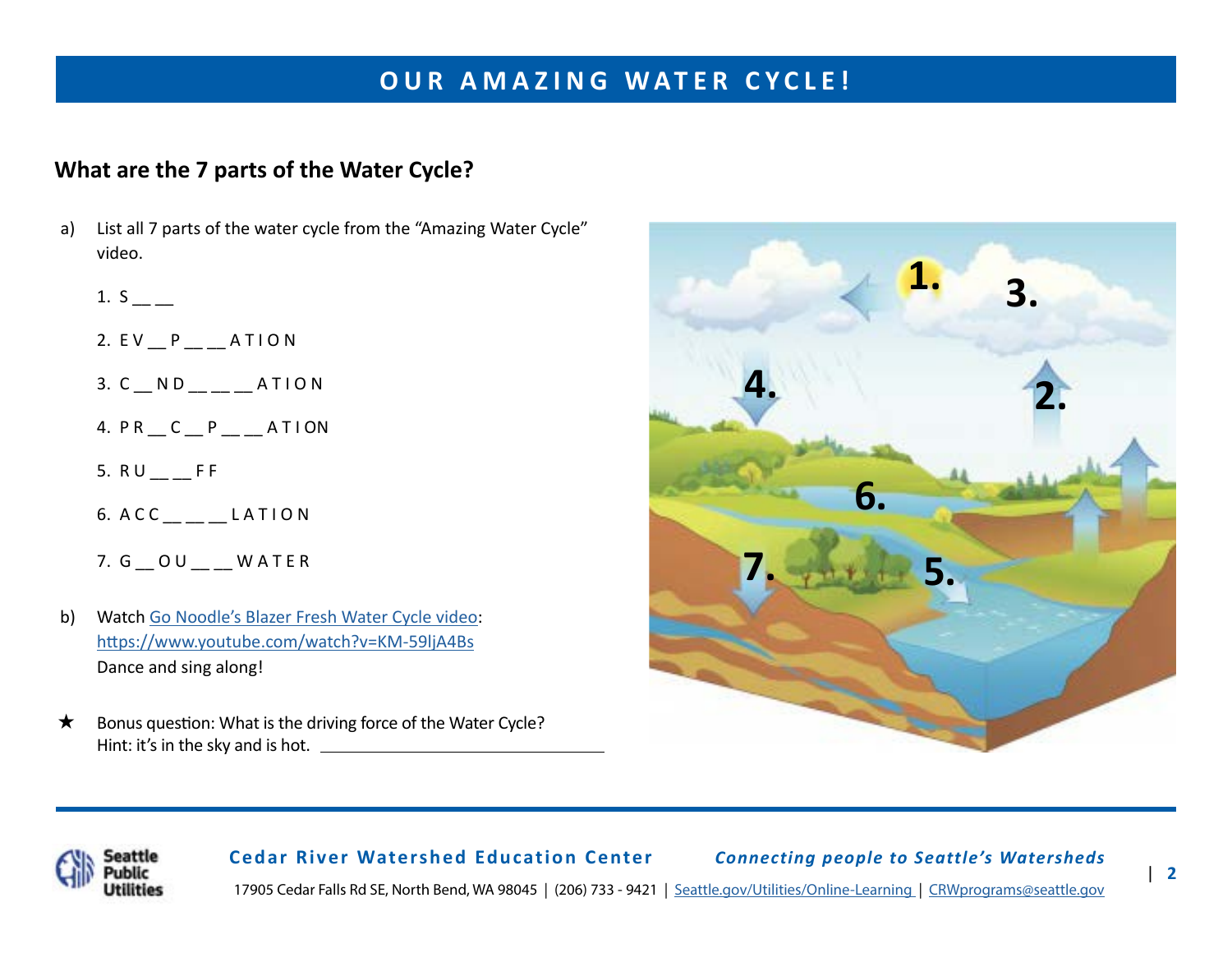# OUR AMAZING WATER CYCLE!

## What are the 7 parts of the Water Cycle?

a) List all 7 parts of the water cycle from the "Amazing Water Cycle" video.

1. S __ __
2. E V __ P __ __ A T I O N
3. C __ N D __ __ __ A T I O N
4. P R __ C __ P __ __ A T I ON
5. R U __ __ F F
6. A C C __ __ __ L A T I O N
7. G __ O U __ __ W A T E R

b) Watch Go Noodle's Blazer Fresh Water Cycle video: https://www.youtube.com/watch?v=KM-59ljA4Bs
Dance and sing along!

★ Bonus question: What is the driving force of the Water Cycle?
Hint: it's in the sky and is hot. ______________________

1. 3. 4. 2. 6. 7. 5.

**Cedar River Watershed Education Center** ***Connecting people to Seattle's Watersheds***

17905 Cedar Falls Rd SE, North Bend, WA 98045 | (206) 733 - 9421 | Seattle.gov/Utilities/Online-Learning | CRWprograms@seattle.gov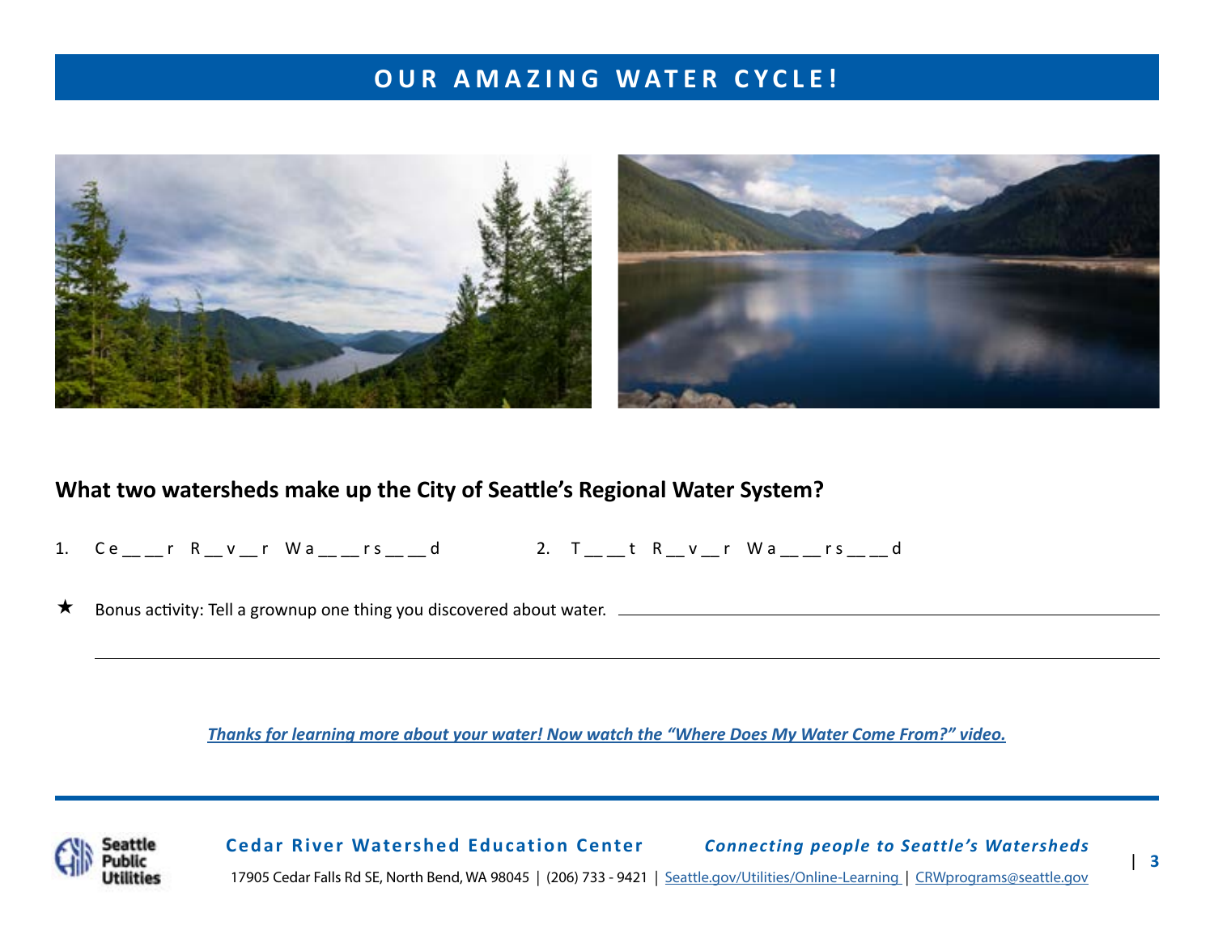# OUR AMAZING WATER CYCLE!

**What two watersheds make up the City of Seattle's Regional Water System?**

1. Ce __ __ r R __ v __ r Wa __ __ rs __ __ d
2. T __ __ t R __ v __ r Wa __ __ rs __ __ d

★ Bonus activity: Tell a grownup one thing you discovered about water. ______________________________

______________________________________________________________

*Thanks for learning more about your water! Now watch the "Where Does My Water Come From?" video.*

Seattle Public Utilities

**Cedar River Watershed Education Center** *Connecting people to Seattle's Watersheds*

17905 Cedar Falls Rd SE, North Bend, WA 98045 | (206) 733 - 9421 | Seattle.gov/Utilities/Online-Learning | CRWprograms@seattle.gov